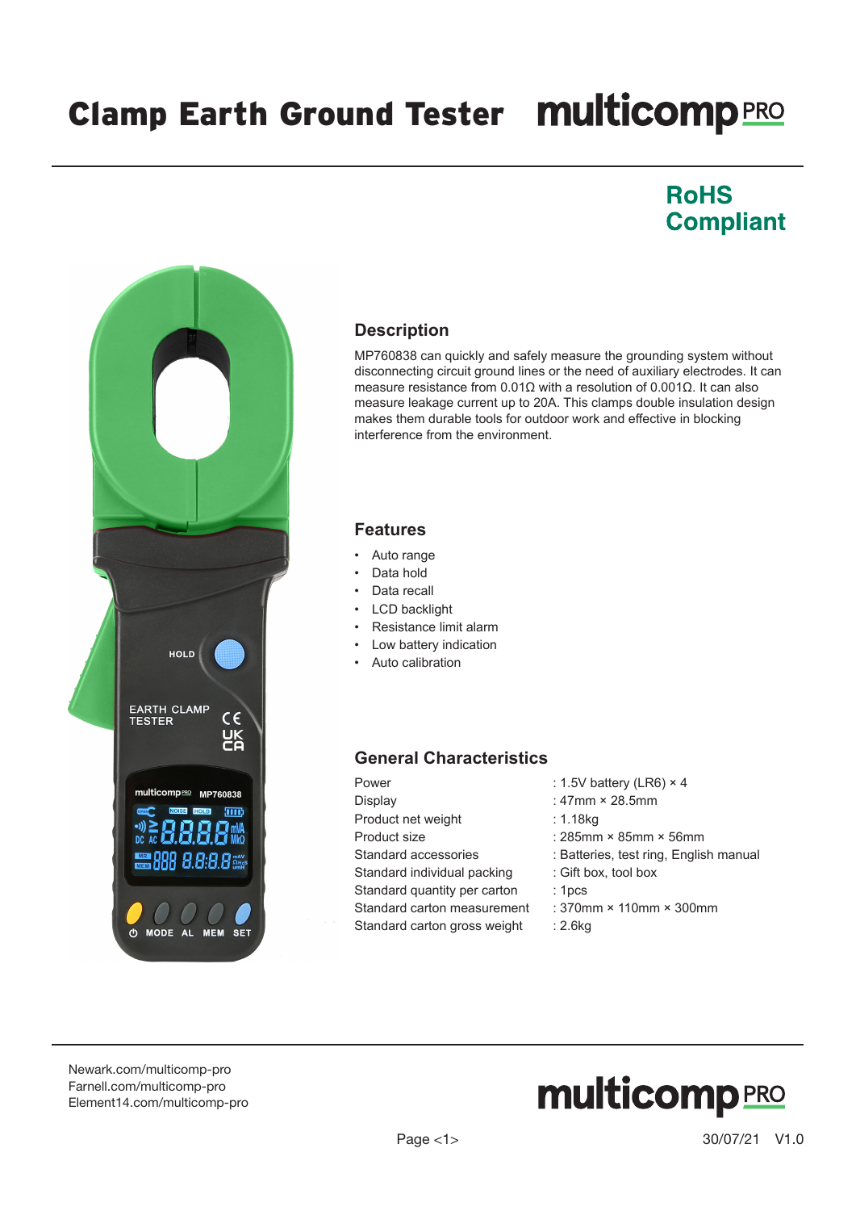# Clamp Earth Ground Tester

**RoHS Compliant**

## Description

MP760838 can quickly and safely measure the grounding system without disconnecting circuit ground lines or the need of auxiliary electrodes. It can measure resistance from 0.01Ω with a resolution of 0.001Ω. It can also measure leakage current up to 20A. This clamps double insulation design makes them durable tools for outdoor work and effective in blocking interference from the environment.

## Features

- Auto range
- Data hold
- Data recall
- LCD backlight
- Resistance limit alarm
- Low battery indication
- Auto calibration

## General Characteristics

| | |
|---|---|
| Power | : 1.5V battery (LR6) × 4 |
| Display | : 47mm × 28.5mm |
| Product net weight | : 1.18kg |
| Product size | : 285mm × 85mm × 56mm |
| Standard accessories | : Batteries, test ring, English manual |
| Standard individual packing | : Gift box, tool box |
| Standard quantity per carton | : 1pcs |
| Standard carton measurement | : 370mm × 110mm × 300mm |
| Standard carton gross weight | : 2.6kg |

Newark.com/multicomp-pro
Farnell.com/multicomp-pro
Element14.com/multicomp-pro

30/07/21 V1.0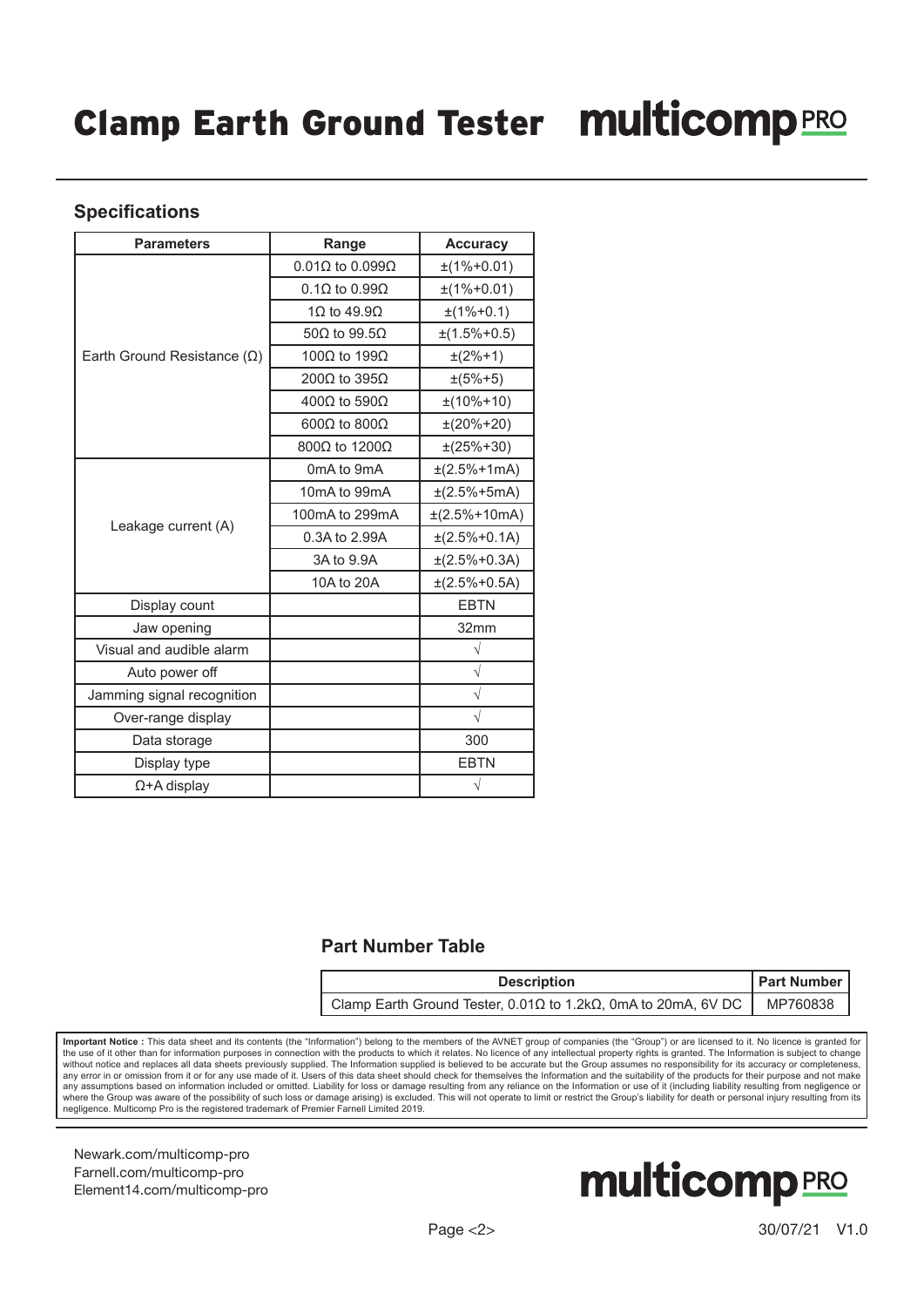# Clamp Earth Ground Tester

## Specifications

| Parameters | Range | Accuracy |
| --- | --- | --- |
| Earth Ground Resistance (Ω) | 0.01Ω to 0.099Ω | ±(1%+0.01) |
| | 0.1Ω to 0.99Ω | ±(1%+0.01) |
| | 1Ω to 49.9Ω | ±(1%+0.1) |
| | 50Ω to 99.5Ω | ±(1.5%+0.5) |
| | 100Ω to 199Ω | ±(2%+1) |
| | 200Ω to 395Ω | ±(5%+5) |
| | 400Ω to 590Ω | ±(10%+10) |
| | 600Ω to 800Ω | ±(20%+20) |
| | 800Ω to 1200Ω | ±(25%+30) |
| Leakage current (A) | 0mA to 9mA | ±(2.5%+1mA) |
| | 10mA to 99mA | ±(2.5%+5mA) |
| | 100mA to 299mA | ±(2.5%+10mA) |
| | 0.3A to 2.99A | ±(2.5%+0.1A) |
| | 3A to 9.9A | ±(2.5%+0.3A) |
| | 10A to 20A | ±(2.5%+0.5A) |
| Display count | | EBTN |
| Jaw opening | | 32mm |
| Visual and audible alarm | | √ |
| Auto power off | | √ |
| Jamming signal recognition | | √ |
| Over-range display | | √ |
| Data storage | | 300 |
| Display type | | EBTN |
| Ω+A display | | √ |

## Part Number Table

| Description | Part Number |
| --- | --- |
| Clamp Earth Ground Tester, 0.01Ω to 1.2kΩ, 0mA to 20mA, 6V DC | MP760838 |

**Important Notice :** This data sheet and its contents (the "Information") belong to the members of the AVNET group of companies (the "Group") or are licensed to it. No licence is granted for the use of it other than for information purposes in connection with the products to which it relates. No licence of any intellectual property rights is granted. The Information is subject to change without notice and replaces all data sheets previously supplied. The Information supplied is believed to be accurate but the Group assumes no responsibility for its accuracy or completeness, any error in or omission from it or for any use made of it. Users of this data sheet should check for themselves the Information and the suitability of the products for their purpose and not make any assumptions based on information included or omitted. Liability for loss or damage resulting from any reliance on the Information or use of it (including liability resulting from negligence or where the Group was aware of the possibility of such loss or damage arising) is excluded. This will not operate to limit or restrict the Group's liability for death or personal injury resulting from its negligence. Multicomp Pro is the registered trademark of Premier Farnell Limited 2019.

Newark.com/multicomp-pro
Farnell.com/multicomp-pro
Element14.com/multicomp-pro

30/07/21 V1.0